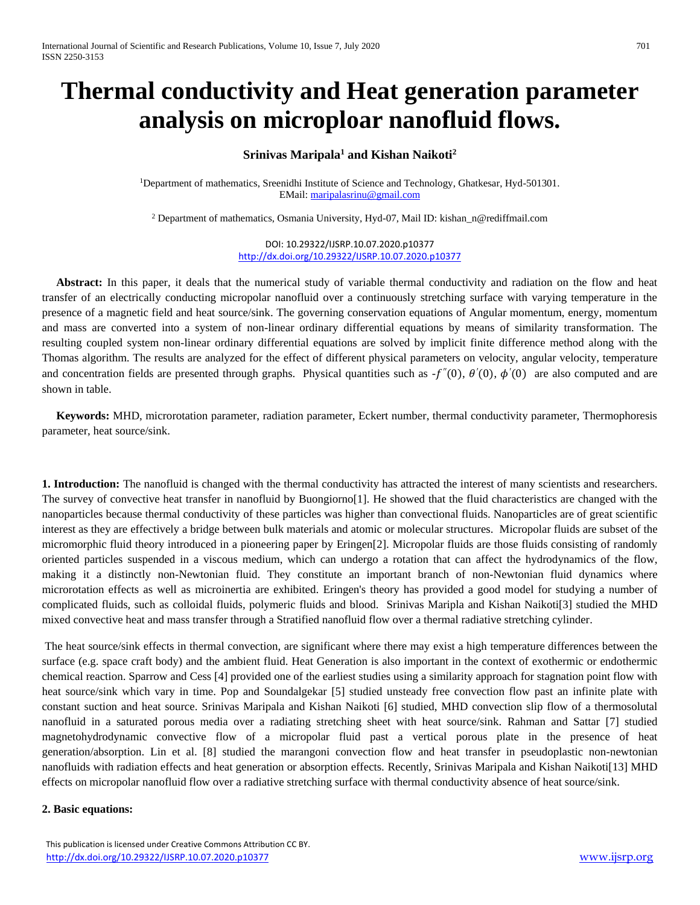# Thermal conductivity and Heat generation parameter analysis on micropolar nanofluid flows.

**Srinivas Maripala[1] and Kishan Naikoti[2]**

[1]Department of mathematics, Sreenidhi Institute of Science and Technology, Ghatkesar, Hyd-501301.
EMail: maripalasrinu@gmail.com

[2] Department of mathematics, Osmania University, Hyd-07, Mail ID: kishan_n@rediffmail.com

DOI: 10.29322/IJSRP.10.07.2020.p10377
http://dx.doi.org/10.29322/IJSRP.10.07.2020.p10377

**Abstract:** In this paper, it deals that the numerical study of variable thermal conductivity and radiation on the flow and heat transfer of an electrically conducting micropolar nanofluid over a continuously stretching surface with varying temperature in the presence of a magnetic field and heat source/sink. The governing conservation equations of Angular momentum, energy, momentum and mass are converted into a system of non-linear ordinary differential equations by means of similarity transformation. The resulting coupled system non-linear ordinary differential equations are solved by implicit finite difference method along with the Thomas algorithm. The results are analyzed for the effect of different physical parameters on velocity, angular velocity, temperature and concentration fields are presented through graphs. Physical quantities such as $-f''(0)$, $\theta'(0)$, $\phi'(0)$ are also computed and are shown in table.

**Keywords:** MHD, microrotation parameter, radiation parameter, Eckert number, thermal conductivity parameter, Thermophoresis parameter, heat source/sink.

**1. Introduction:** The nanofluid is changed with the thermal conductivity has attracted the interest of many scientists and researchers. The survey of convective heat transfer in nanofluid by Buongiorno[1]. He showed that the fluid characteristics are changed with the nanoparticles because thermal conductivity of these particles was higher than convectional fluids. Nanoparticles are of great scientific interest as they are effectively a bridge between bulk materials and atomic or molecular structures. Micropolar fluids are subset of the micromorphic fluid theory introduced in a pioneering paper by Eringen[2]. Micropolar fluids are those fluids consisting of randomly oriented particles suspended in a viscous medium, which can undergo a rotation that can affect the hydrodynamics of the flow, making it a distinctly non-Newtonian fluid. They constitute an important branch of non-Newtonian fluid dynamics where microrotation effects as well as microinertia are exhibited. Eringen's theory has provided a good model for studying a number of complicated fluids, such as colloidal fluids, polymeric fluids and blood. Srinivas Maripla and Kishan Naikoti[3] studied the MHD mixed convective heat and mass transfer through a Stratified nanofluid flow over a thermal radiative stretching cylinder.

The heat source/sink effects in thermal convection, are significant where there may exist a high temperature differences between the surface (e.g. space craft body) and the ambient fluid. Heat Generation is also important in the context of exothermic or endothermic chemical reaction. Sparrow and Cess [4] provided one of the earliest studies using a similarity approach for stagnation point flow with heat source/sink which vary in time. Pop and Soundalgekar [5] studied unsteady free convection flow past an infinite plate with constant suction and heat source. Srinivas Maripala and Kishan Naikoti [6] studied, MHD convection slip flow of a thermosolutal nanofluid in a saturated porous media over a radiating stretching sheet with heat source/sink. Rahman and Sattar [7] studied magnetohydrodynamic convective flow of a micropolar fluid past a vertical porous plate in the presence of heat generation/absorption. Lin et al. [8] studied the marangoni convection flow and heat transfer in pseudoplastic non-newtonian nanofluids with radiation effects and heat generation or absorption effects. Recently, Srinivas Maripala and Kishan Naikoti[13] MHD effects on micropolar nanofluid flow over a radiative stretching surface with thermal conductivity absence of heat source/sink.

**2. Basic equations:**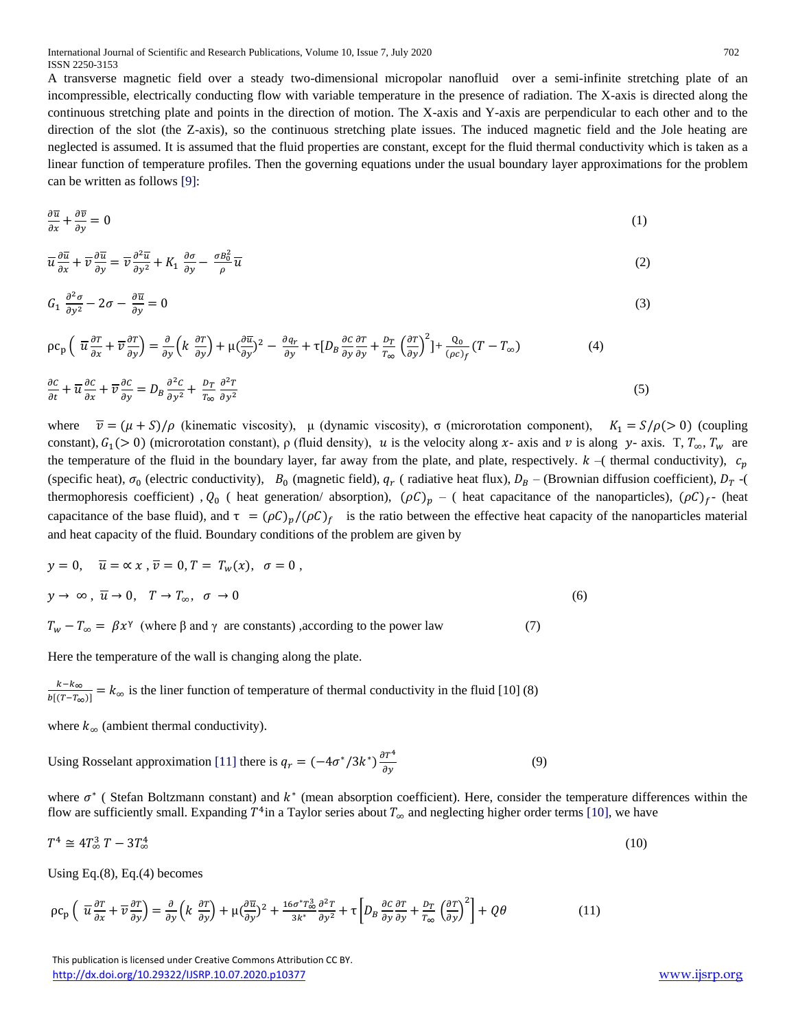A transverse magnetic field over a steady two-dimensional micropolar nanofluid over a semi-infinite stretching plate of an incompressible, electrically conducting flow with variable temperature in the presence of radiation. The X-axis is directed along the continuous stretching plate and points in the direction of motion. The X-axis and Y-axis are perpendicular to each other and to the direction of the slot (the Z-axis), so the continuous stretching plate issues. The induced magnetic field and the Jole heating are neglected is assumed. It is assumed that the fluid properties are constant, except for the fluid thermal conductivity which is taken as a linear function of temperature profiles. Then the governing equations under the usual boundary layer approximations for the problem can be written as follows [9]:

$$\frac{\partial \overline{u}}{\partial x} + \frac{\partial \overline{v}}{\partial y} = 0 \tag{1}$$

$$\overline{u}\frac{\partial \overline{u}}{\partial x} + \overline{v}\frac{\partial \overline{u}}{\partial y} = \overline{v}\frac{\partial^2 \overline{u}}{\partial y^2} + K_1 \frac{\partial \sigma}{\partial y} - \frac{\sigma B_0^2}{\rho}\overline{u} \tag{2}$$

$$G_1 \frac{\partial^2 \sigma}{\partial y^2} - 2\sigma - \frac{\partial \overline{u}}{\partial y} = 0 \tag{3}$$

$$\rho c_p \left( \overline{u}\frac{\partial T}{\partial x} + \overline{v}\frac{\partial T}{\partial y}\right) = \frac{\partial}{\partial y}\left(k \frac{\partial T}{\partial y}\right) + \mu\left(\frac{\partial \overline{u}}{\partial y}\right)^2 - \frac{\partial q_r}{\partial y} + \tau\left[D_B \frac{\partial C}{\partial y}\frac{\partial T}{\partial y} + \frac{D_T}{T_\infty}\left(\frac{\partial T}{\partial y}\right)^2\right] + \frac{Q_0}{(\rho c)_f}(T - T_\infty) \tag{4}$$

$$\frac{\partial C}{\partial t} + \overline{u}\frac{\partial C}{\partial x} + \overline{v}\frac{\partial C}{\partial y} = D_B \frac{\partial^2 C}{\partial y^2} + \frac{D_T}{T_\infty}\frac{\partial^2 T}{\partial y^2} \tag{5}$$

where $\overline{v} = (\mu + S)/\rho$ (kinematic viscosity), $\mu$ (dynamic viscosity), $\sigma$ (microrotation component), $K_1 = S/\rho (> 0)$ (coupling constant), $G_1 (> 0)$ (microrotation constant), $\rho$ (fluid density), $u$ is the velocity along $x$- axis and $v$ is along $y$- axis. $T$, $T_\infty$, $T_w$ are the temperature of the fluid in the boundary layer, far away from the plate, and plate, respectively. $k$ –( thermal conductivity), $c_p$ (specific heat), $\sigma_0$ (electric conductivity), $B_0$ (magnetic field), $q_r$ ( radiative heat flux), $D_B$ – (Brownian diffusion coefficient), $D_T$ -( thermophoresis coefficient) , $Q_0$ ( heat generation/ absorption), $(\rho C)_p$ – ( heat capacitance of the nanoparticles), $(\rho C)_f$- (heat capacitance of the base fluid), and $\tau = (\rho C)_p/(\rho C)_f$ is the ratio between the effective heat capacity of the nanoparticles material and heat capacity of the fluid. Boundary conditions of the problem are given by

$$y = 0, \quad \overline{u} = \propto x\,, \overline{v} = 0, T = T_w(x), \; \sigma = 0\,,$$

$$y \to \infty\,, \; \overline{u} \to 0, \quad T \to T_\infty, \; \sigma \to 0 \tag{6}$$

$T_w - T_\infty = \beta x^\gamma$ (where $\beta$ and $\gamma$ are constants) ,according to the power law (7)

Here the temperature of the wall is changing along the plate.

$\frac{k - k_\infty}{b[(T - T_\infty)]} = k_\infty$ is the liner function of temperature of thermal conductivity in the fluid [10] (8)

where $k_\infty$ (ambient thermal conductivity).

Using Rosselant approximation [11] there is $q_r = (-4\sigma^*/3k^*)\frac{\partial T^4}{\partial y}$ (9)

where $\sigma^*$ ( Stefan Boltzmann constant) and $k^*$ (mean absorption coefficient). Here, consider the temperature differences within the flow are sufficiently small. Expanding $T^4$in a Taylor series about $T_\infty$ and neglecting higher order terms [10], we have

$$T^4 \cong 4T_\infty^3\, T - 3T_\infty^4 \tag{10}$$

Using Eq.(8), Eq.(4) becomes

$$\rho c_p \left( \overline{u}\frac{\partial T}{\partial x} + \overline{v}\frac{\partial T}{\partial y}\right) = \frac{\partial}{\partial y}\left(k \frac{\partial T}{\partial y}\right) + \mu\left(\frac{\partial \overline{u}}{\partial y}\right)^2 + \frac{16\sigma^* T_\infty^3}{3k^*}\frac{\partial^2 T}{\partial y^2} + \tau\left[D_B \frac{\partial C}{\partial y}\frac{\partial T}{\partial y} + \frac{D_T}{T_\infty}\left(\frac{\partial T}{\partial y}\right)^2\right] + Q\theta \tag{11}$$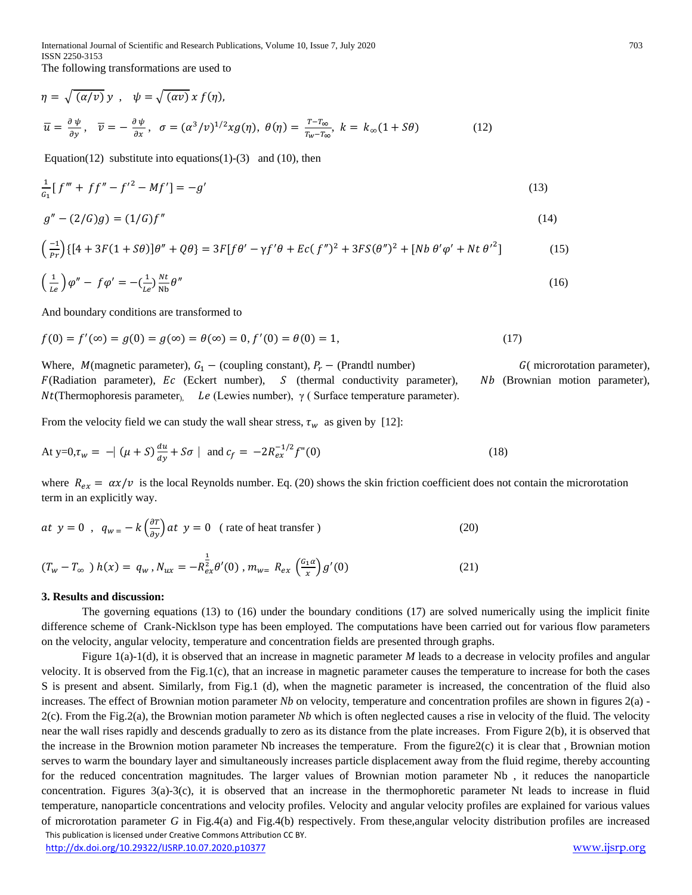The following transformations are used to

$$\eta = \sqrt{(\alpha/v)}\, y \ , \quad \psi = \sqrt{(\alpha v)}\, x\, f(\eta),$$

$$\overline{u} = \frac{\partial \psi}{\partial y}, \quad \overline{v} = -\frac{\partial \psi}{\partial x}, \quad \sigma = (\alpha^3/v)^{1/2} x g(\eta), \ \theta(\eta) = \frac{T - T_\infty}{T_w - T_\infty}, \ k = k_\infty(1 + S\theta) \tag{12}$$

Equation(12) substitute into equations(1)-(3) and (10), then

$$\frac{1}{G_1}[f''' + ff'' - f'^2 - Mf'] = -g' \tag{13}$$

$$g'' - (2/G)g) = (1/G)f'' \tag{14}$$

$$\left(\frac{-1}{Pr}\right)\{[4 + 3F(1 + S\theta)]\theta'' + Q\theta\} = 3F[f\theta' - \gamma f'\theta + Ec(f'')^2 + 3FS(\theta'')^2 + [Nb\,\theta'\varphi' + Nt\,\theta'^2] \tag{15}$$

$$\left(\frac{1}{Le}\right)\varphi'' - f\varphi' = -\left(\frac{1}{Le}\right)\frac{Nt}{\mathrm{Nb}}\theta'' \tag{16}$$

And boundary conditions are transformed to

$$f(0) = f'(\infty) = g(0) = g(\infty) = \theta(\infty) = 0, f'(0) = \theta(0) = 1, \tag{17}$$

Where, $M$(magnetic parameter), $G_1$ – (coupling constant), $P_r$ – (Prandtl number) $G$( microrotation parameter), $F$(Radiation parameter), $Ec$ (Eckert number), $S$ (thermal conductivity parameter), $Nb$ (Brownian motion parameter), $Nt$(Thermophoresis parameter), $Le$ (Lewies number), $\gamma$ ( Surface temperature parameter).

From the velocity field we can study the wall shear stress, $\tau_w$ as given by [12]:

$$\text{At y=0,} \tau_w = -\left|\, (\mu + S)\frac{du}{dy} + S\sigma \,\right| \ \text{ and } c_f = -2R_{ex}^{-1/2} f''(0) \tag{18}$$

where $R_{ex} = \alpha x/v$ is the local Reynolds number. Eq. (20) shows the skin friction coefficient does not contain the microrotation term in an explicitly way.

$$at\ \ y = 0\ \ ,\ \ q_{w\,=} - k\left(\frac{\partial T}{\partial y}\right) at\ \ y = 0 \quad (\text{ rate of heat transfer }) \tag{20}$$

$$(T_w - T_\infty\ )\, h(x) = q_w\,, N_{ux} = -R_{ex}^{\frac{1}{2}}\theta'(0)\ , m_{w=}\ R_{ex}\left(\frac{G_1\alpha}{x}\right) g'(0) \tag{21}$$

## 3. Results and discussion:

The governing equations (13) to (16) under the boundary conditions (17) are solved numerically using the implicit finite difference scheme of Crank-Nicklson type has been employed. The computations have been carried out for various flow parameters on the velocity, angular velocity, temperature and concentration fields are presented through graphs.

Figure 1(a)-1(d), it is observed that an increase in magnetic parameter *M* leads to a decrease in velocity profiles and angular velocity. It is observed from the Fig.1(c), that an increase in magnetic parameter causes the temperature to increase for both the cases S is present and absent. Similarly, from Fig.1 (d), when the magnetic parameter is increased, the concentration of the fluid also increases. The effect of Brownian motion parameter *Nb* on velocity, temperature and concentration profiles are shown in figures 2(a) - 2(c). From the Fig.2(a), the Brownian motion parameter *Nb* which is often neglected causes a rise in velocity of the fluid. The velocity near the wall rises rapidly and descends gradually to zero as its distance from the plate increases. From Figure 2(b), it is observed that the increase in the Brownion motion parameter Nb increases the temperature. From the figure2(c) it is clear that , Brownian motion serves to warm the boundary layer and simultaneously increases particle displacement away from the fluid regime, thereby accounting for the reduced concentration magnitudes. The larger values of Brownian motion parameter Nb , it reduces the nanoparticle concentration. Figures 3(a)-3(c), it is observed that an increase in the thermophoretic parameter Nt leads to increase in fluid temperature, nanoparticle concentrations and velocity profiles. Velocity and angular velocity profiles are explained for various values of microrotation parameter *G* in Fig.4(a) and Fig.4(b) respectively. From these,angular velocity distribution profiles are increased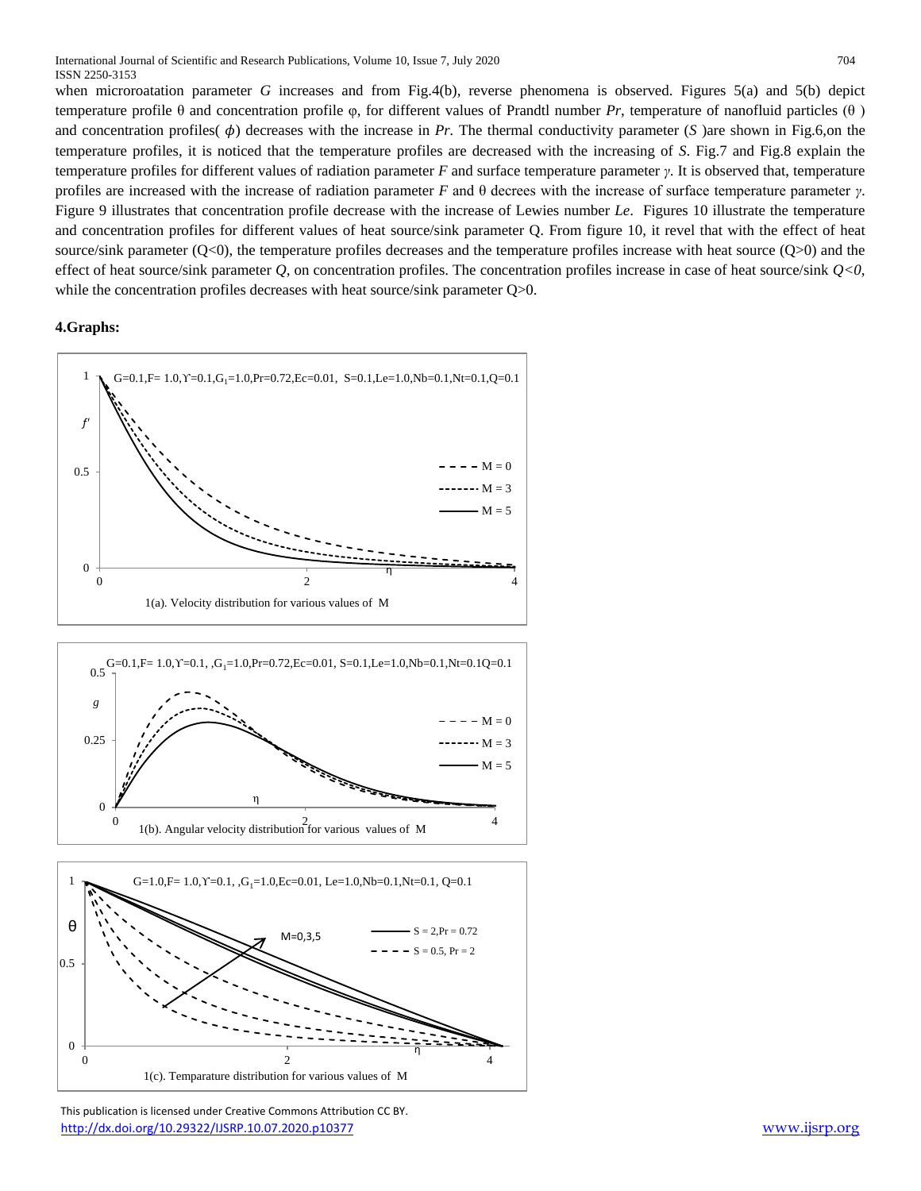when microroatation parameter $G$ increases and from Fig.4(b), reverse phenomena is observed. Figures 5(a) and 5(b) depict temperature profile θ and concentration profile φ, for different values of Prandtl number $Pr$, temperature of nanofluid particles (θ ) and concentration profiles( $\phi$) decreases with the increase in $Pr$. The thermal conductivity parameter ($S$ )are shown in Fig.6,on the temperature profiles, it is noticed that the temperature profiles are decreased with the increasing of $S$. Fig.7 and Fig.8 explain the temperature profiles for different values of radiation parameter $F$ and surface temperature parameter $\gamma$. It is observed that, temperature profiles are increased with the increase of radiation parameter $F$ and θ decrees with the increase of surface temperature parameter $\gamma$. Figure 9 illustrates that concentration profile decrease with the increase of Lewies number $Le$. Figures 10 illustrate the temperature and concentration profiles for different values of heat source/sink parameter Q. From figure 10, it revel that with the effect of heat source/sink parameter (Q<0), the temperature profiles decreases and the temperature profiles increase with heat source (Q>0) and the effect of heat source/sink parameter $Q$, on concentration profiles. The concentration profiles increase in case of heat source/sink $Q<0$, while the concentration profiles decreases with heat source/sink parameter Q>0.

**4.Graphs:**

1(a). Velocity distribution for various values of M

1(b). Angular velocity distribution for various values of M

1(c). Temparature distribution for various values of M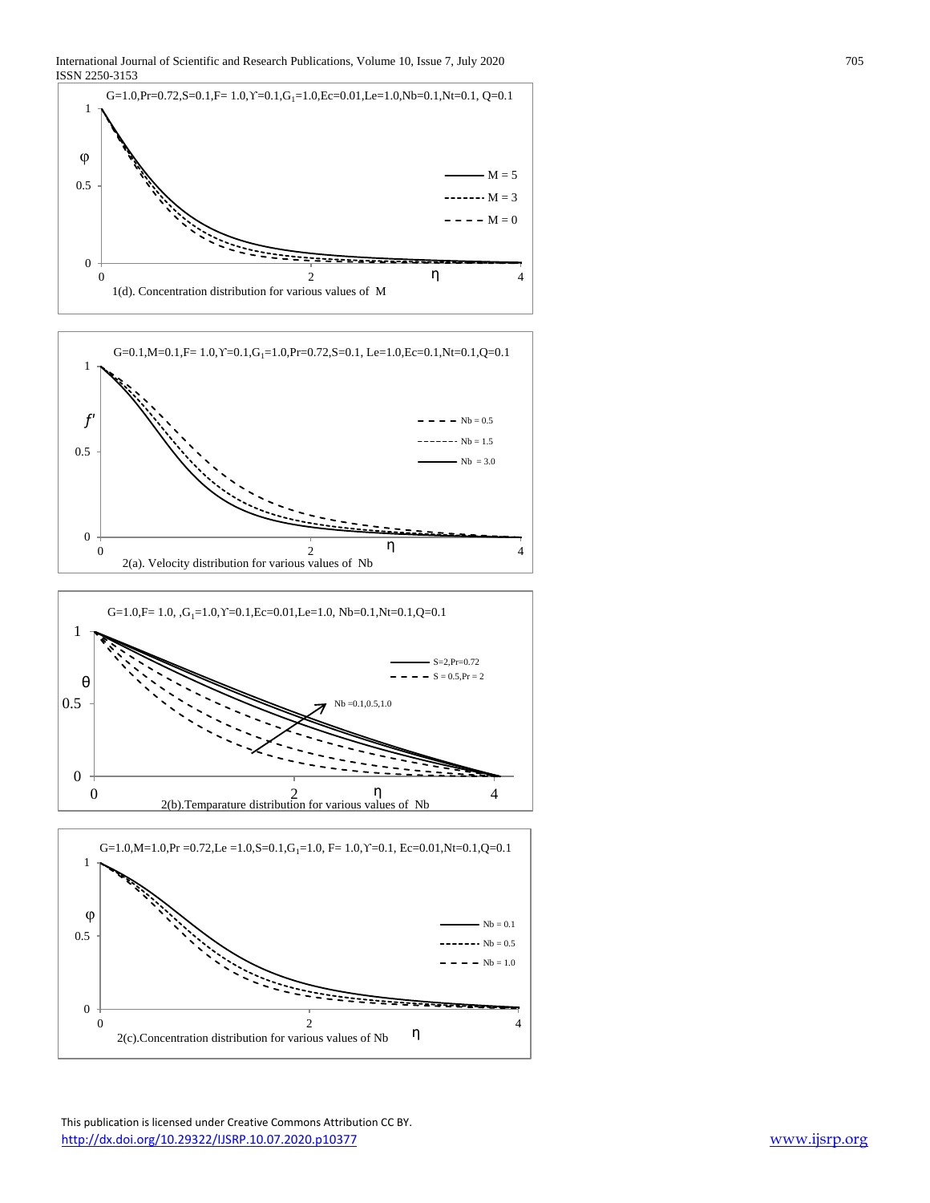G=1.0,Pr=0.72,S=0.1,F= 1.0,ϒ=0.1,G$_1$=1.0,Ec=0.01,Le=1.0,Nb=0.1,Nt=0.1, Q=0.1

1(d). Concentration distribution for various values of M

G=0.1,M=0.1,F= 1.0,ϒ=0.1,G$_1$=1.0,Pr=0.72,S=0.1, Le=1.0,Ec=0.1,Nt=0.1,Q=0.1

2(a). Velocity distribution for various values of Nb

G=1.0,F= 1.0, ,G$_1$=1.0,ϒ=0.1,Ec=0.01,Le=1.0, Nb=0.1,Nt=0.1,Q=0.1

2(b).Temparature distribution for various values of Nb

G=1.0,M=1.0,Pr =0.72,Le =1.0,S=0.1,G$_1$=1.0, F= 1.0,ϒ=0.1, Ec=0.01,Nt=0.1,Q=0.1

2(c).Concentration distribution for various values of Nb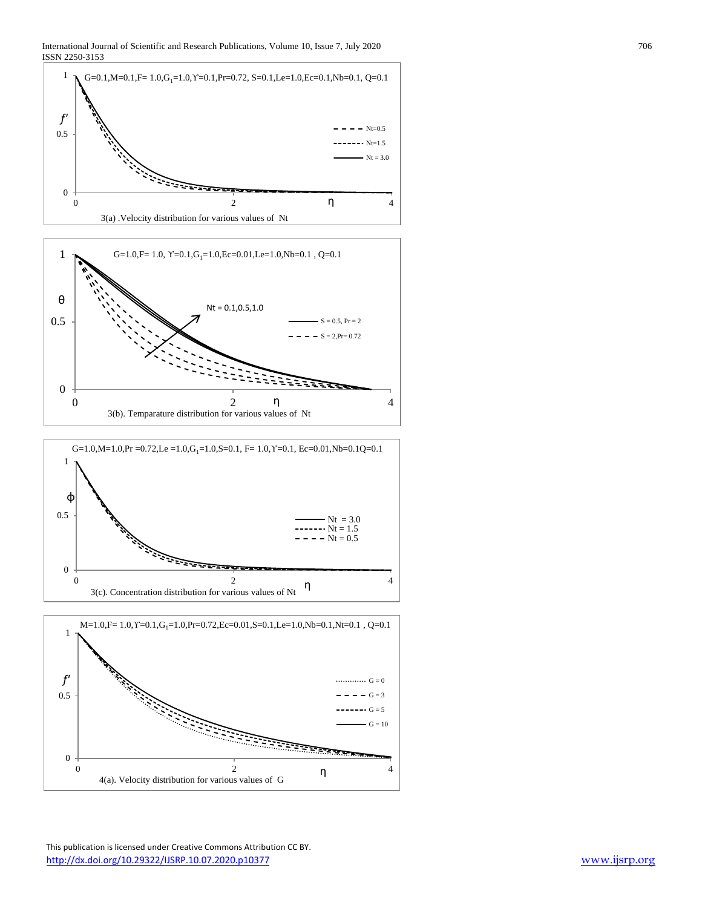$G=0.1, M=0.1, F=1.0, G_1=1.0, \Upsilon=0.1, Pr=0.72, S=0.1, Le=1.0, Ec=0.1, Nb=0.1, Q=0.1$

3(a) .Velocity distribution for various values of Nt

$G=1.0, F=1.0, \Upsilon=0.1, G_1=1.0, Ec=0.01, Le=1.0, Nb=0.1, Q=0.1$

3(b). Temparature distribution for various values of Nt

$G=1.0, M=1.0, Pr=0.72, Le=1.0, G_1=1.0, S=0.1, F=1.0, \Upsilon=0.1, Ec=0.01, Nb=0.1Q=0.1$

3(c). Concentration distribution for various values of Nt

$M=1.0, F=1.0, \Upsilon=0.1, G_1=1.0, Pr=0.72, Ec=0.01, S=0.1, Le=1.0, Nb=0.1, Nt=0.1, Q=0.1$

4(a). Velocity distribution for various values of G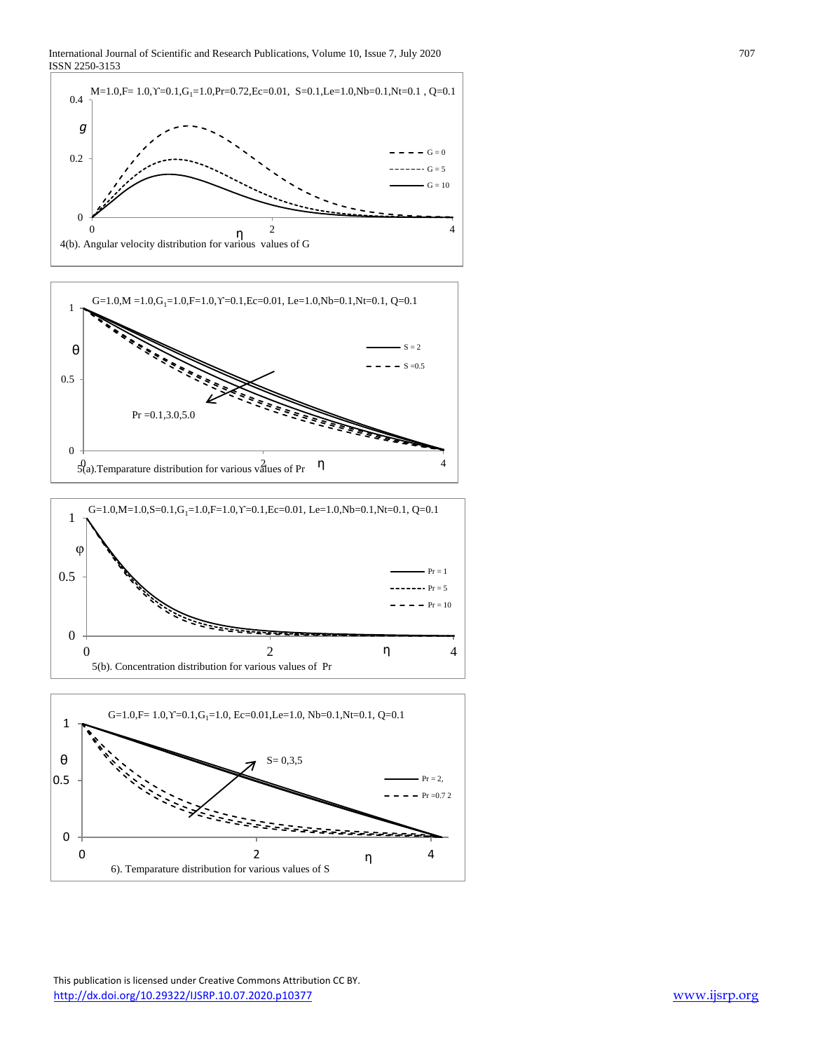M=1.0,F= 1.0,ϒ=0.1,$G_1$=1.0,Pr=0.72,Ec=0.01, S=0.1,Le=1.0,Nb=0.1,Nt=0.1 , Q=0.1

4(b). Angular velocity distribution for various values of G

G=1.0,M =1.0,$G_1$=1.0,F=1.0,ϒ=0.1,Ec=0.01, Le=1.0,Nb=0.1,Nt=0.1, Q=0.1

5(a).Temparature distribution for various values of Pr

G=1.0,M=1.0,S=0.1,$G_1$=1.0,F=1.0,ϒ=0.1,Ec=0.01, Le=1.0,Nb=0.1,Nt=0.1, Q=0.1

5(b). Concentration distribution for various values of Pr

G=1.0,F= 1.0,ϒ=0.1,$G_1$=1.0, Ec=0.01,Le=1.0, Nb=0.1,Nt=0.1, Q=0.1

6). Temparature distribution for various values of S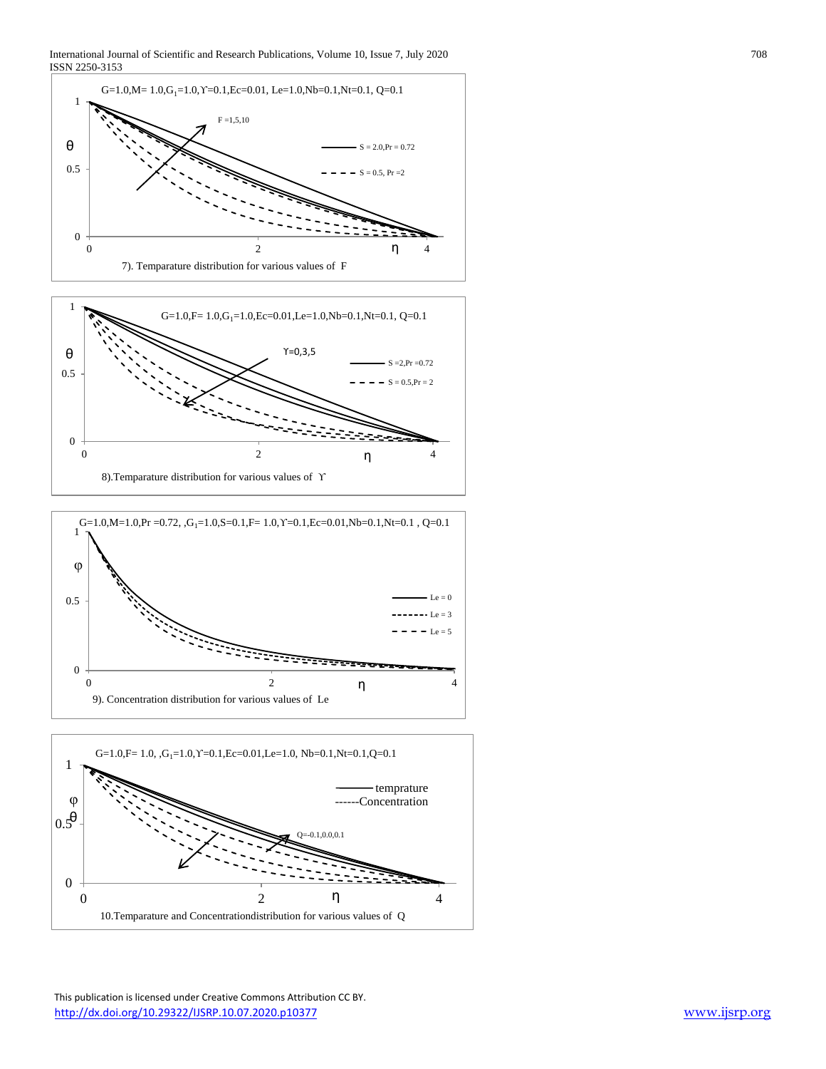G=1.0,M= 1.0,$G_1$=1.0,ϒ=0.1,Ec=0.01, Le=1.0,Nb=0.1,Nt=0.1, Q=0.1

7). Temparature distribution for various values of F

G=1.0,F= 1.0,$G_1$=1.0,Ec=0.01,Le=1.0,Nb=0.1,Nt=0.1, Q=0.1

8).Temparature distribution for various values of ϒ

G=1.0,M=1.0,Pr =0.72, ,$G_1$=1.0,S=0.1,F= 1.0,ϒ=0.1,Ec=0.01,Nb=0.1,Nt=0.1 , Q=0.1

9). Concentration distribution for various values of Le

G=1.0,F= 1.0, ,$G_1$=1.0,ϒ=0.1,Ec=0.01,Le=1.0, Nb=0.1,Nt=0.1,Q=0.1

10.Temparature and Concentrationdistribution for various values of Q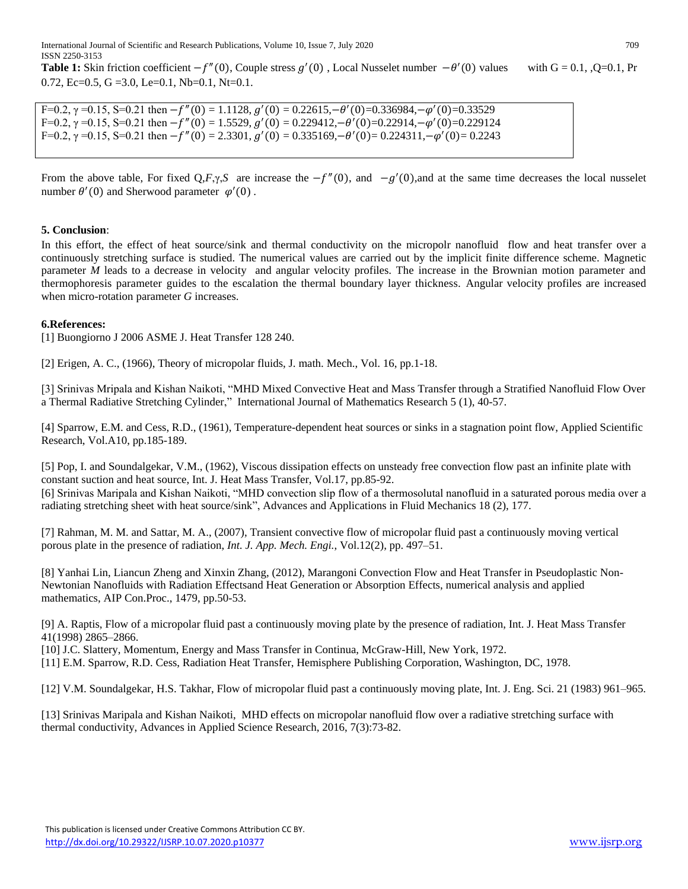**Table 1:** Skin friction coefficient $-f''(0)$, Couple stress $g'(0)$ , Local Nusselet number $-\theta'(0)$ values with G = 0.1, ,Q=0.1, Pr 0.72, Ec=0.5, G =3.0, Le=0.1, Nb=0.1, Nt=0.1.

F=0.2, γ =0.15, S=0.21 then $-f''(0)$ = 1.1128, $g'(0)$ = 0.22615,$-\theta'(0)$=0.336984,$-\varphi'(0)$=0.33529
F=0.2, γ =0.15, S=0.21 then $-f''(0)$ = 1.5529, $g'(0)$ = 0.229412,$-\theta'(0)$=0.22914,$-\varphi'(0)$=0.229124
F=0.2, γ =0.15, S=0.21 then $-f''(0)$ = 2.3301, $g'(0)$ = 0.335169,$-\theta'(0)$= 0.224311,$-\varphi'(0)$= 0.2243

From the above table, For fixed Q,*F*,γ,*S* are increase the $-f''(0)$, and $-g'(0)$,and at the same time decreases the local nusselet number $\theta'(0)$ and Sherwood parameter $\varphi'(0)$ .

## 5. Conclusion:

In this effort, the effect of heat source/sink and thermal conductivity on the micropolr nanofluid flow and heat transfer over a continuously stretching surface is studied. The numerical values are carried out by the implicit finite difference scheme. Magnetic parameter *M* leads to a decrease in velocity and angular velocity profiles. The increase in the Brownian motion parameter and thermophoresis parameter guides to the escalation the thermal boundary layer thickness. Angular velocity profiles are increased when micro-rotation parameter *G* increases.

## 6.References:

[1] Buongiorno J 2006 ASME J. Heat Transfer 128 240.

[2] Erigen, A. C., (1966), Theory of micropolar fluids, J. math. Mech., Vol. 16, pp.1-18.

[3] Srinivas Mripala and Kishan Naikoti, "MHD Mixed Convective Heat and Mass Transfer through a Stratified Nanofluid Flow Over a Thermal Radiative Stretching Cylinder," International Journal of Mathematics Research 5 (1), 40-57.

[4] Sparrow, E.M. and Cess, R.D., (1961), Temperature-dependent heat sources or sinks in a stagnation point flow, Applied Scientific Research, Vol.A10, pp.185-189.

[5] Pop, I. and Soundalgekar, V.M., (1962), Viscous dissipation effects on unsteady free convection flow past an infinite plate with constant suction and heat source, Int. J. Heat Mass Transfer, Vol.17, pp.85-92.

[6] Srinivas Maripala and Kishan Naikoti, "MHD convection slip flow of a thermosolutal nanofluid in a saturated porous media over a radiating stretching sheet with heat source/sink", Advances and Applications in Fluid Mechanics 18 (2), 177.

[7] Rahman, M. M. and Sattar, M. A., (2007), Transient convective flow of micropolar fluid past a continuously moving vertical porous plate in the presence of radiation, *Int. J. App. Mech. Engi.*, Vol.12(2), pp. 497–51.

[8] Yanhai Lin, Liancun Zheng and Xinxin Zhang, (2012), Marangoni Convection Flow and Heat Transfer in Pseudoplastic Non-Newtonian Nanofluids with Radiation Effectsand Heat Generation or Absorption Effects, numerical analysis and applied mathematics, AIP Con.Proc., 1479, pp.50-53.

[9] A. Raptis, Flow of a micropolar fluid past a continuously moving plate by the presence of radiation, Int. J. Heat Mass Transfer 41(1998) 2865–2866.

[10] J.C. Slattery, Momentum, Energy and Mass Transfer in Continua, McGraw-Hill, New York, 1972.

[11] E.M. Sparrow, R.D. Cess, Radiation Heat Transfer, Hemisphere Publishing Corporation, Washington, DC, 1978.

[12] V.M. Soundalgekar, H.S. Takhar, Flow of micropolar fluid past a continuously moving plate, Int. J. Eng. Sci. 21 (1983) 961–965.

[13] Srinivas Maripala and Kishan Naikoti, MHD effects on micropolar nanofluid flow over a radiative stretching surface with thermal conductivity, Advances in Applied Science Research, 2016, 7(3):73-82.